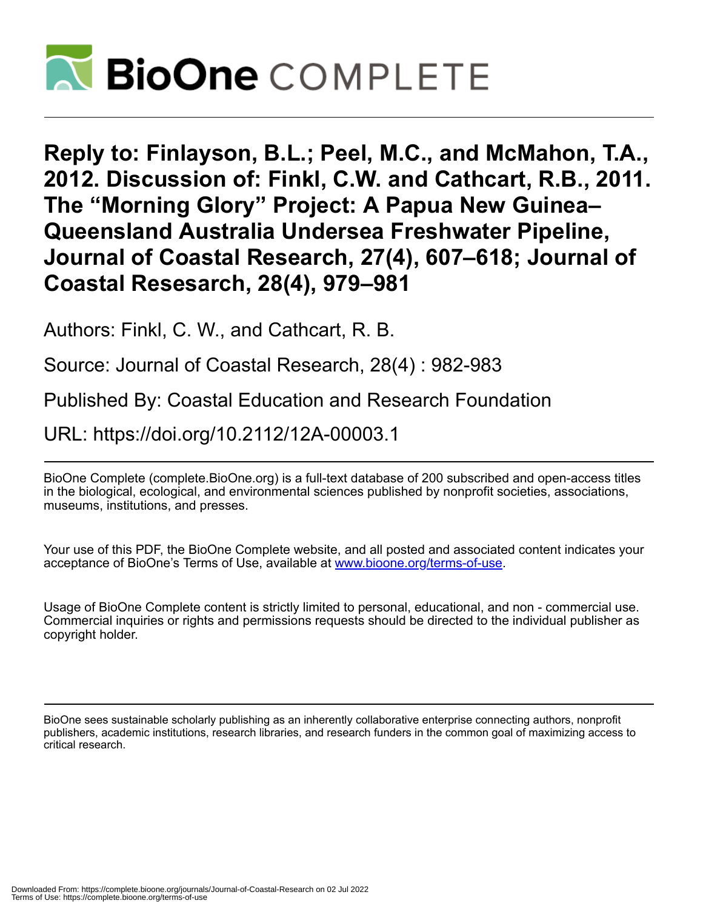# Reply to: Finlayson, B.L.; Peel, M.C., and McMahon, T.A., 2012. Discussion of: Finkl, C.W. and Cathcart, R.B., 2011. The "Morning Glory" Project: A Papua New Guinea–Queensland Australia Undersea Freshwater Pipeline, Journal of Coastal Research, 27(4), 607–618; Journal of Coastal Resesarch, 28(4), 979–981

Authors: Finkl, C. W., and Cathcart, R. B.

Source: Journal of Coastal Research, 28(4) : 982-983

Published By: Coastal Education and Research Foundation

URL: https://doi.org/10.2112/12A-00003.1

BioOne Complete (complete.BioOne.org) is a full-text database of 200 subscribed and open-access titles in the biological, ecological, and environmental sciences published by nonprofit societies, associations, museums, institutions, and presses.

Your use of this PDF, the BioOne Complete website, and all posted and associated content indicates your acceptance of BioOne's Terms of Use, available at www.bioone.org/terms-of-use.

Usage of BioOne Complete content is strictly limited to personal, educational, and non - commercial use. Commercial inquiries or rights and permissions requests should be directed to the individual publisher as copyright holder.

BioOne sees sustainable scholarly publishing as an inherently collaborative enterprise connecting authors, nonprofit publishers, academic institutions, research libraries, and research funders in the common goal of maximizing access to critical research.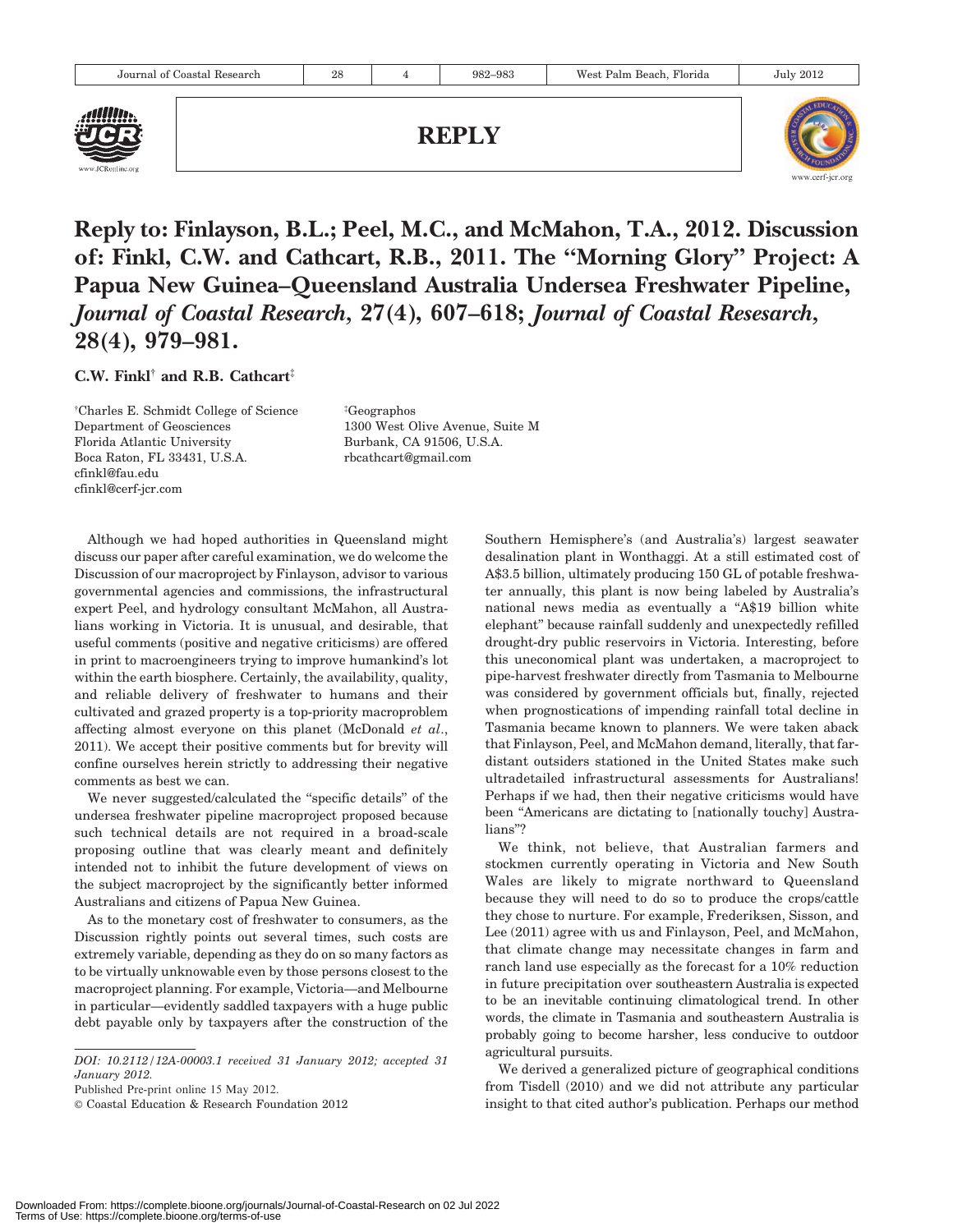# Reply to: Finlayson, B.L.; Peel, M.C., and McMahon, T.A., 2012. Discussion of: Finkl, C.W. and Cathcart, R.B., 2011. The "Morning Glory" Project: A Papua New Guinea–Queensland Australia Undersea Freshwater Pipeline, *Journal of Coastal Research*, 27(4), 607–618; *Journal of Coastal Resesarch*, 28(4), 979–981.

**C.W. Finkl**[†] **and R.B. Cathcart**[‡]

[†]Charles E. Schmidt College of Science
Department of Geosciences
Florida Atlantic University
Boca Raton, FL 33431, U.S.A.
cfinkl@fau.edu
cfinkl@cerf-jcr.com

[‡]Geographos
1300 West Olive Avenue, Suite M
Burbank, CA 91506, U.S.A.
rbcathcart@gmail.com

Although we had hoped authorities in Queensland might discuss our paper after careful examination, we do welcome the Discussion of our macroproject by Finlayson, advisor to various governmental agencies and commissions, the infrastructural expert Peel, and hydrology consultant McMahon, all Australians working in Victoria. It is unusual, and desirable, that useful comments (positive and negative criticisms) are offered in print to macroengineers trying to improve humankind's lot within the earth biosphere. Certainly, the availability, quality, and reliable delivery of freshwater to humans and their cultivated and grazed property is a top-priority macroproblem affecting almost everyone on this planet (McDonald *et al*., 2011). We accept their positive comments but for brevity will confine ourselves herein strictly to addressing their negative comments as best we can.

We never suggested/calculated the "specific details" of the undersea freshwater pipeline macroproject proposed because such technical details are not required in a broad-scale proposing outline that was clearly meant and definitely intended not to inhibit the future development of views on the subject macroproject by the significantly better informed Australians and citizens of Papua New Guinea.

As to the monetary cost of freshwater to consumers, as the Discussion rightly points out several times, such costs are extremely variable, depending as they do on so many factors as to be virtually unknowable even by those persons closest to the macroproject planning. For example, Victoria—and Melbourne in particular—evidently saddled taxpayers with a huge public debt payable only by taxpayers after the construction of the Southern Hemisphere's (and Australia's) largest seawater desalination plant in Wonthaggi. At a still estimated cost of A$3.5 billion, ultimately producing 150 GL of potable freshwater annually, this plant is now being labeled by Australia's national news media as eventually a "A$19 billion white elephant" because rainfall suddenly and unexpectedly refilled drought-dry public reservoirs in Victoria. Interesting, before this uneconomical plant was undertaken, a macroproject to pipe-harvest freshwater directly from Tasmania to Melbourne was considered by government officials but, finally, rejected when prognostications of impending rainfall total decline in Tasmania became known to planners. We were taken aback that Finlayson, Peel, and McMahon demand, literally, that far-distant outsiders stationed in the United States make such ultradetailed infrastructural assessments for Australians! Perhaps if we had, then their negative criticisms would have been "Americans are dictating to [nationally touchy] Australians"?

We think, not believe, that Australian farmers and stockmen currently operating in Victoria and New South Wales are likely to migrate northward to Queensland because they will need to do so to produce the crops/cattle they chose to nurture. For example, Frederiksen, Sisson, and Lee (2011) agree with us and Finlayson, Peel, and McMahon, that climate change may necessitate changes in farm and ranch land use especially as the forecast for a 10% reduction in future precipitation over southeastern Australia is expected to be an inevitable continuing climatological trend. In other words, the climate in Tasmania and southeastern Australia is probably going to become harsher, less conducive to outdoor agricultural pursuits.

We derived a generalized picture of geographical conditions from Tisdell (2010) and we did not attribute any particular insight to that cited author's publication. Perhaps our method

*DOI: 10.2112/12A-00003.1 received 31 January 2012; accepted 31 January 2012.*
Published Pre-print online 15 May 2012.
© Coastal Education & Research Foundation 2012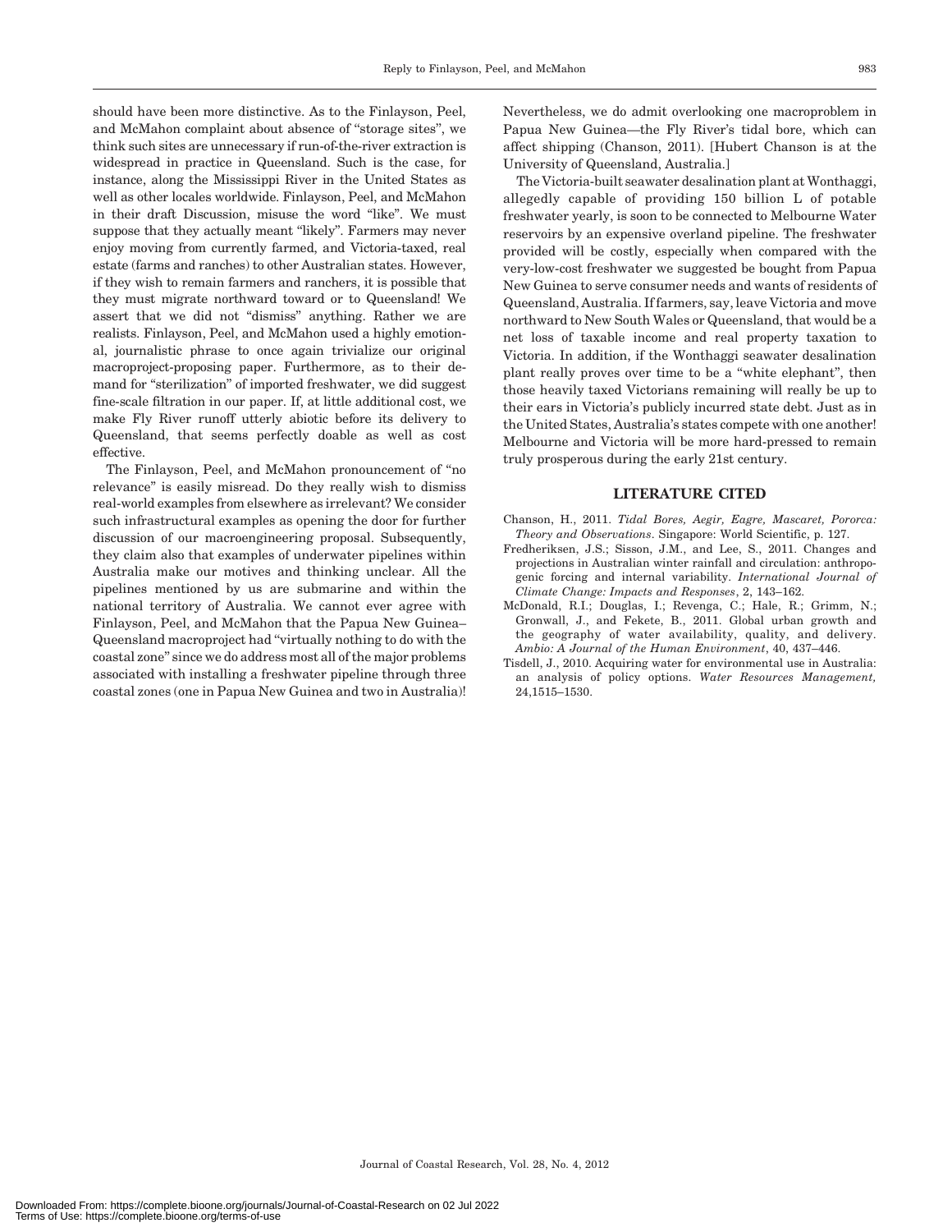should have been more distinctive. As to the Finlayson, Peel, and McMahon complaint about absence of "storage sites", we think such sites are unnecessary if run-of-the-river extraction is widespread in practice in Queensland. Such is the case, for instance, along the Mississippi River in the United States as well as other locales worldwide. Finlayson, Peel, and McMahon in their draft Discussion, misuse the word "like". We must suppose that they actually meant "likely". Farmers may never enjoy moving from currently farmed, and Victoria-taxed, real estate (farms and ranches) to other Australian states. However, if they wish to remain farmers and ranchers, it is possible that they must migrate northward toward or to Queensland! We assert that we did not "dismiss" anything. Rather we are realists. Finlayson, Peel, and McMahon used a highly emotional, journalistic phrase to once again trivialize our original macroproject-proposing paper. Furthermore, as to their demand for "sterilization" of imported freshwater, we did suggest fine-scale filtration in our paper. If, at little additional cost, we make Fly River runoff utterly abiotic before its delivery to Queensland, that seems perfectly doable as well as cost effective.

The Finlayson, Peel, and McMahon pronouncement of "no relevance" is easily misread. Do they really wish to dismiss real-world examples from elsewhere as irrelevant? We consider such infrastructural examples as opening the door for further discussion of our macroengineering proposal. Subsequently, they claim also that examples of underwater pipelines within Australia make our motives and thinking unclear. All the pipelines mentioned by us are submarine and within the national territory of Australia. We cannot ever agree with Finlayson, Peel, and McMahon that the Papua New Guinea–Queensland macroproject had "virtually nothing to do with the coastal zone" since we do address most all of the major problems associated with installing a freshwater pipeline through three coastal zones (one in Papua New Guinea and two in Australia)! Nevertheless, we do admit overlooking one macroproblem in Papua New Guinea—the Fly River's tidal bore, which can affect shipping (Chanson, 2011). [Hubert Chanson is at the University of Queensland, Australia.]

The Victoria-built seawater desalination plant at Wonthaggi, allegedly capable of providing 150 billion L of potable freshwater yearly, is soon to be connected to Melbourne Water reservoirs by an expensive overland pipeline. The freshwater provided will be costly, especially when compared with the very-low-cost freshwater we suggested be bought from Papua New Guinea to serve consumer needs and wants of residents of Queensland, Australia. If farmers, say, leave Victoria and move northward to New South Wales or Queensland, that would be a net loss of taxable income and real property taxation to Victoria. In addition, if the Wonthaggi seawater desalination plant really proves over time to be a "white elephant", then those heavily taxed Victorians remaining will really be up to their ears in Victoria's publicly incurred state debt. Just as in the United States, Australia's states compete with one another! Melbourne and Victoria will be more hard-pressed to remain truly prosperous during the early 21st century.

## LITERATURE CITED

Chanson, H., 2011. *Tidal Bores, Aegir, Eagre, Mascaret, Pororca: Theory and Observations*. Singapore: World Scientific, p. 127.

Fredheriksen, J.S.; Sisson, J.M., and Lee, S., 2011. Changes and projections in Australian winter rainfall and circulation: anthropogenic forcing and internal variability. *International Journal of Climate Change: Impacts and Responses*, 2, 143–162.

McDonald, R.I.; Douglas, I.; Revenga, C.; Hale, R.; Grimm, N.; Gronwall, J., and Fekete, B., 2011. Global urban growth and the geography of water availability, quality, and delivery. *Ambio: A Journal of the Human Environment*, 40, 437–446.

Tisdell, J., 2010. Acquiring water for environmental use in Australia: an analysis of policy options. *Water Resources Management,* 24,1515–1530.